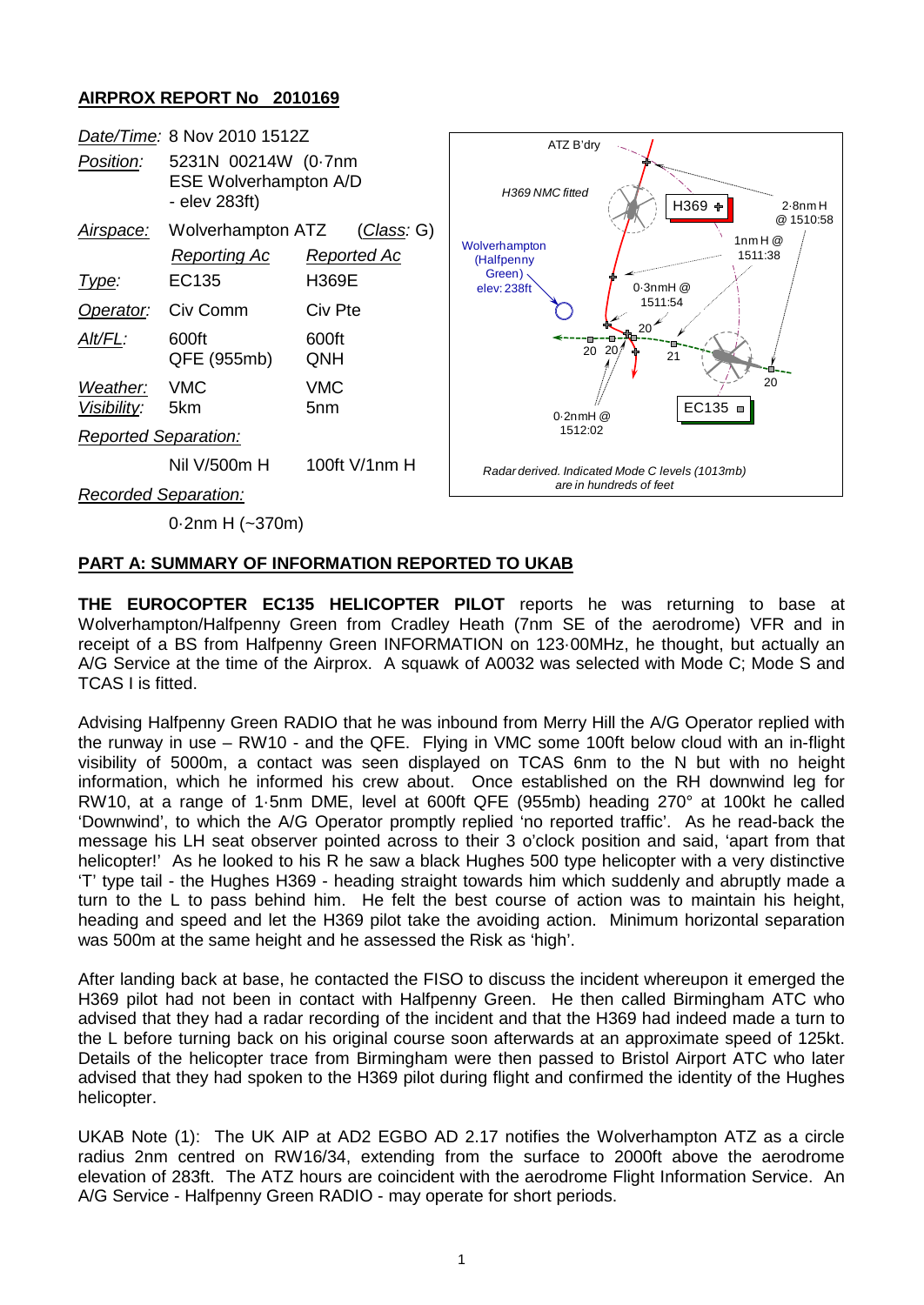## AIRPROX REPORT No 2010169

| | | |
|---|---|---|
| *Date/Time:* | 8 Nov 2010 1512Z | |
| *Position:* | 5231N 00214W (0·7nm ESE Wolverhampton A/D - elev 283ft) | |
| *Airspace:* | Wolverhampton ATZ | (*Class:* G) |
| | *Reporting Ac* | *Reported Ac* |
| *Type:* | EC135 | H369E |
| *Operator:* | Civ Comm | Civ Pte |
| *Alt/FL:* | 600ft QFE (955mb) | 600ft QNH |
| *Weather:* | VMC | VMC |
| *Visibility:* | 5km | 5nm |
| *Reported Separation:* | | |
| | Nil V/500m H | 100ft V/1nm H |
| *Recorded Separation:* | | |
| | 0·2nm H (~370m) | |

Radar derived. Indicated Mode C levels (1013mb) are in hundreds of feet

## PART A: SUMMARY OF INFORMATION REPORTED TO UKAB

**THE EUROCOPTER EC135 HELICOPTER PILOT** reports he was returning to base at Wolverhampton/Halfpenny Green from Cradley Heath (7nm SE of the aerodrome) VFR and in receipt of a BS from Halfpenny Green INFORMATION on 123·00MHz, he thought, but actually an A/G Service at the time of the Airprox. A squawk of A0032 was selected with Mode C; Mode S and TCAS I is fitted.

Advising Halfpenny Green RADIO that he was inbound from Merry Hill the A/G Operator replied with the runway in use – RW10 - and the QFE. Flying in VMC some 100ft below cloud with an in-flight visibility of 5000m, a contact was seen displayed on TCAS 6nm to the N but with no height information, which he informed his crew about. Once established on the RH downwind leg for RW10, at a range of 1·5nm DME, level at 600ft QFE (955mb) heading 270° at 100kt he called 'Downwind', to which the A/G Operator promptly replied 'no reported traffic'. As he read-back the message his LH seat observer pointed across to their 3 o'clock position and said, 'apart from that helicopter!' As he looked to his R he saw a black Hughes 500 type helicopter with a very distinctive 'T' type tail - the Hughes H369 - heading straight towards him which suddenly and abruptly made a turn to the L to pass behind him. He felt the best course of action was to maintain his height, heading and speed and let the H369 pilot take the avoiding action. Minimum horizontal separation was 500m at the same height and he assessed the Risk as 'high'.

After landing back at base, he contacted the FISO to discuss the incident whereupon it emerged the H369 pilot had not been in contact with Halfpenny Green. He then called Birmingham ATC who advised that they had a radar recording of the incident and that the H369 had indeed made a turn to the L before turning back on his original course soon afterwards at an approximate speed of 125kt. Details of the helicopter trace from Birmingham were then passed to Bristol Airport ATC who later advised that they had spoken to the H369 pilot during flight and confirmed the identity of the Hughes helicopter.

UKAB Note (1): The UK AIP at AD2 EGBO AD 2.17 notifies the Wolverhampton ATZ as a circle radius 2nm centred on RW16/34, extending from the surface to 2000ft above the aerodrome elevation of 283ft. The ATZ hours are coincident with the aerodrome Flight Information Service. An A/G Service - Halfpenny Green RADIO - may operate for short periods.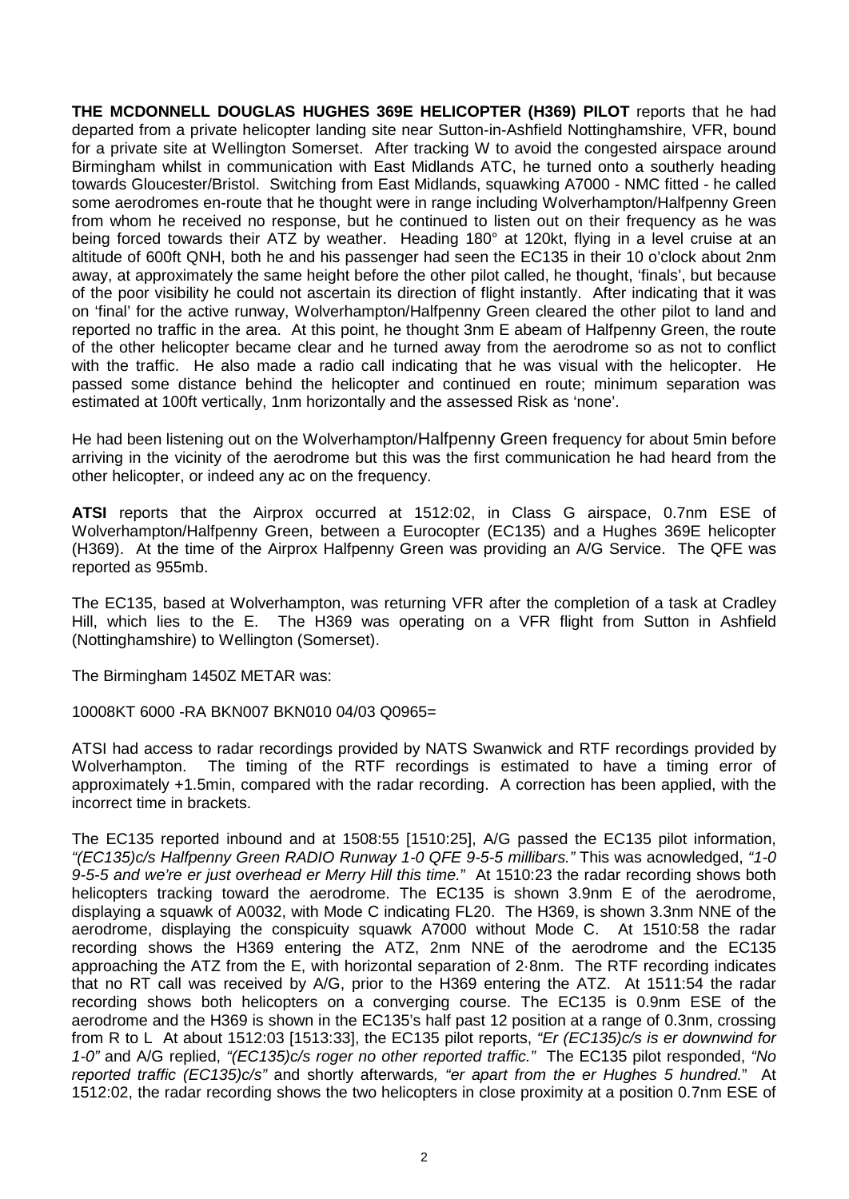**THE MCDONNELL DOUGLAS HUGHES 369E HELICOPTER (H369) PILOT** reports that he had departed from a private helicopter landing site near Sutton-in-Ashfield Nottinghamshire, VFR, bound for a private site at Wellington Somerset. After tracking W to avoid the congested airspace around Birmingham whilst in communication with East Midlands ATC, he turned onto a southerly heading towards Gloucester/Bristol. Switching from East Midlands, squawking A7000 - NMC fitted - he called some aerodromes en-route that he thought were in range including Wolverhampton/Halfpenny Green from whom he received no response, but he continued to listen out on their frequency as he was being forced towards their ATZ by weather. Heading 180° at 120kt, flying in a level cruise at an altitude of 600ft QNH, both he and his passenger had seen the EC135 in their 10 o'clock about 2nm away, at approximately the same height before the other pilot called, he thought, 'finals', but because of the poor visibility he could not ascertain its direction of flight instantly. After indicating that it was on 'final' for the active runway, Wolverhampton/Halfpenny Green cleared the other pilot to land and reported no traffic in the area. At this point, he thought 3nm E abeam of Halfpenny Green, the route of the other helicopter became clear and he turned away from the aerodrome so as not to conflict with the traffic. He also made a radio call indicating that he was visual with the helicopter. He passed some distance behind the helicopter and continued en route; minimum separation was estimated at 100ft vertically, 1nm horizontally and the assessed Risk as 'none'.

He had been listening out on the Wolverhampton/Halfpenny Green frequency for about 5min before arriving in the vicinity of the aerodrome but this was the first communication he had heard from the other helicopter, or indeed any ac on the frequency.

**ATSI** reports that the Airprox occurred at 1512:02, in Class G airspace, 0.7nm ESE of Wolverhampton/Halfpenny Green, between a Eurocopter (EC135) and a Hughes 369E helicopter (H369). At the time of the Airprox Halfpenny Green was providing an A/G Service. The QFE was reported as 955mb.

The EC135, based at Wolverhampton, was returning VFR after the completion of a task at Cradley Hill, which lies to the E. The H369 was operating on a VFR flight from Sutton in Ashfield (Nottinghamshire) to Wellington (Somerset).

The Birmingham 1450Z METAR was:

10008KT 6000 -RA BKN007 BKN010 04/03 Q0965=

ATSI had access to radar recordings provided by NATS Swanwick and RTF recordings provided by Wolverhampton. The timing of the RTF recordings is estimated to have a timing error of approximately +1.5min, compared with the radar recording. A correction has been applied, with the incorrect time in brackets.

The EC135 reported inbound and at 1508:55 [1510:25], A/G passed the EC135 pilot information, *"(EC135)c/s Halfpenny Green RADIO Runway 1-0 QFE 9-5-5 millibars."* This was acnowledged, *"1-0 9-5-5 and we're er just overhead er Merry Hill this time."* At 1510:23 the radar recording shows both helicopters tracking toward the aerodrome. The EC135 is shown 3.9nm E of the aerodrome, displaying a squawk of A0032, with Mode C indicating FL20. The H369, is shown 3.3nm NNE of the aerodrome, displaying the conspicuity squawk A7000 without Mode C. At 1510:58 the radar recording shows the H369 entering the ATZ, 2nm NNE of the aerodrome and the EC135 approaching the ATZ from the E, with horizontal separation of 2·8nm. The RTF recording indicates that no RT call was received by A/G, prior to the H369 entering the ATZ. At 1511:54 the radar recording shows both helicopters on a converging course. The EC135 is 0.9nm ESE of the aerodrome and the H369 is shown in the EC135's half past 12 position at a range of 0.3nm, crossing from R to L At about 1512:03 [1513:33], the EC135 pilot reports, *"Er (EC135)c/s is er downwind for 1-0"* and A/G replied, *"(EC135)c/s roger no other reported traffic."* The EC135 pilot responded, *"No reported traffic (EC135)c/s"* and shortly afterwards, *"er apart from the er Hughes 5 hundred."* At 1512:02, the radar recording shows the two helicopters in close proximity at a position 0.7nm ESE of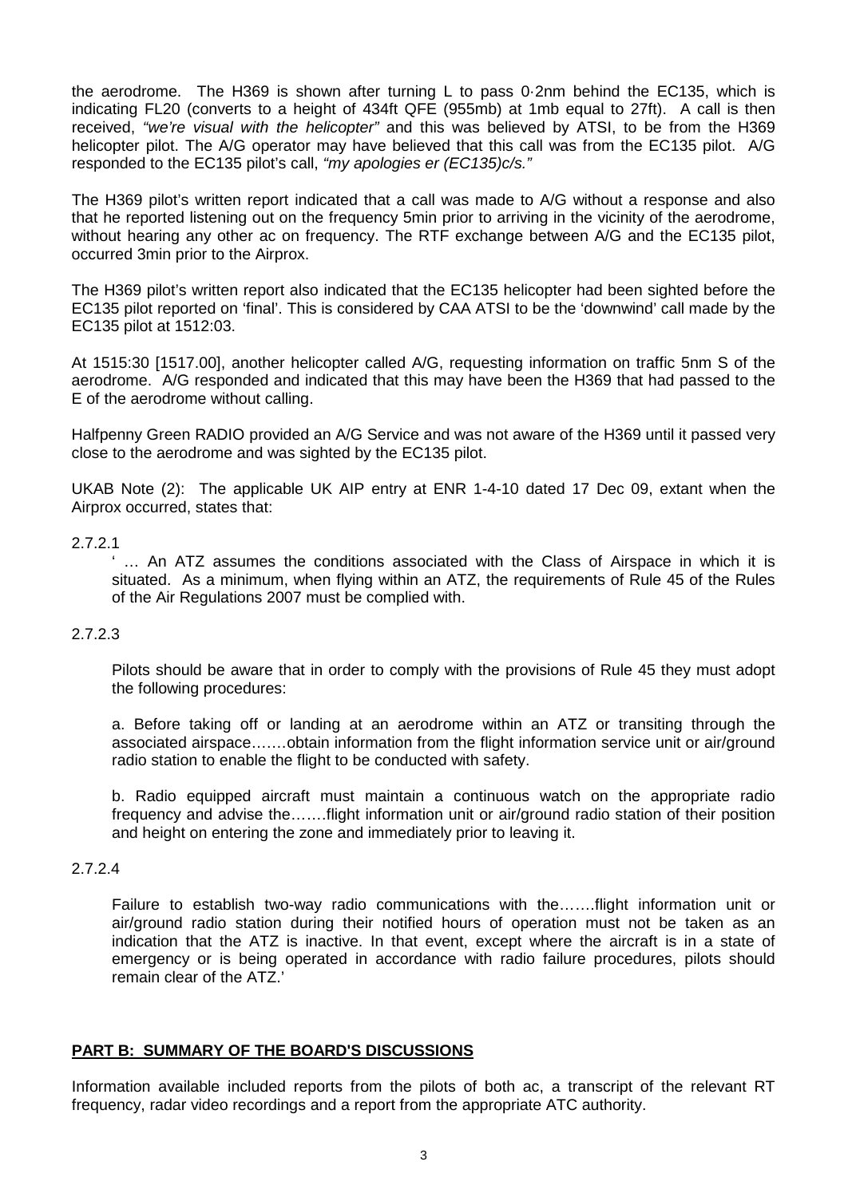the aerodrome. The H369 is shown after turning L to pass 0·2nm behind the EC135, which is indicating FL20 (converts to a height of 434ft QFE (955mb) at 1mb equal to 27ft). A call is then received, *"we're visual with the helicopter"* and this was believed by ATSI, to be from the H369 helicopter pilot. The A/G operator may have believed that this call was from the EC135 pilot. A/G responded to the EC135 pilot's call, *"my apologies er (EC135)c/s."*

The H369 pilot's written report indicated that a call was made to A/G without a response and also that he reported listening out on the frequency 5min prior to arriving in the vicinity of the aerodrome, without hearing any other ac on frequency. The RTF exchange between A/G and the EC135 pilot, occurred 3min prior to the Airprox.

The H369 pilot's written report also indicated that the EC135 helicopter had been sighted before the EC135 pilot reported on 'final'. This is considered by CAA ATSI to be the 'downwind' call made by the EC135 pilot at 1512:03.

At 1515:30 [1517.00], another helicopter called A/G, requesting information on traffic 5nm S of the aerodrome. A/G responded and indicated that this may have been the H369 that had passed to the E of the aerodrome without calling.

Halfpenny Green RADIO provided an A/G Service and was not aware of the H369 until it passed very close to the aerodrome and was sighted by the EC135 pilot.

UKAB Note (2): The applicable UK AIP entry at ENR 1-4-10 dated 17 Dec 09, extant when the Airprox occurred, states that:

2.7.2.1

' … An ATZ assumes the conditions associated with the Class of Airspace in which it is situated. As a minimum, when flying within an ATZ, the requirements of Rule 45 of the Rules of the Air Regulations 2007 must be complied with.

2.7.2.3

Pilots should be aware that in order to comply with the provisions of Rule 45 they must adopt the following procedures:

a. Before taking off or landing at an aerodrome within an ATZ or transiting through the associated airspace…….obtain information from the flight information service unit or air/ground radio station to enable the flight to be conducted with safety.

b. Radio equipped aircraft must maintain a continuous watch on the appropriate radio frequency and advise the…….flight information unit or air/ground radio station of their position and height on entering the zone and immediately prior to leaving it.

2.7.2.4

Failure to establish two-way radio communications with the…….flight information unit or air/ground radio station during their notified hours of operation must not be taken as an indication that the ATZ is inactive. In that event, except where the aircraft is in a state of emergency or is being operated in accordance with radio failure procedures, pilots should remain clear of the ATZ.'

## PART B: SUMMARY OF THE BOARD'S DISCUSSIONS

Information available included reports from the pilots of both ac, a transcript of the relevant RT frequency, radar video recordings and a report from the appropriate ATC authority.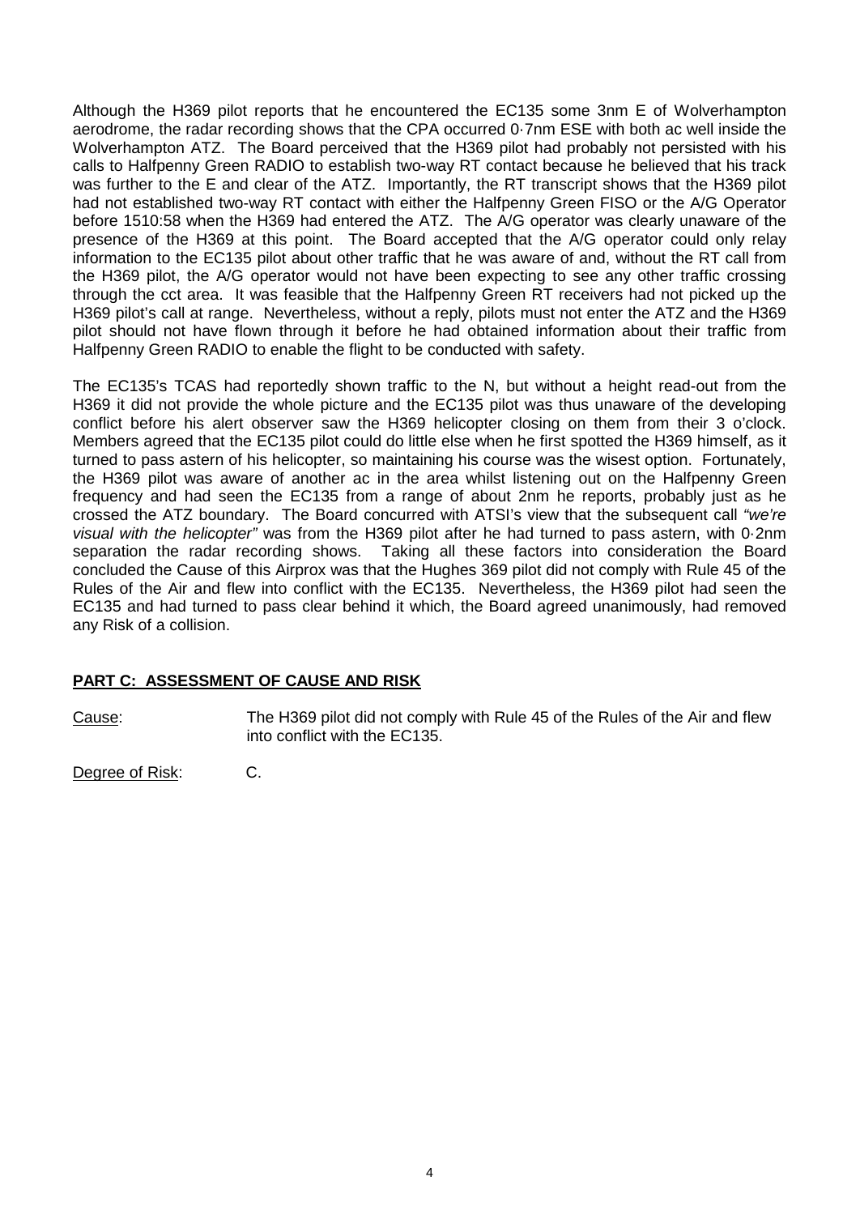Although the H369 pilot reports that he encountered the EC135 some 3nm E of Wolverhampton aerodrome, the radar recording shows that the CPA occurred 0·7nm ESE with both ac well inside the Wolverhampton ATZ. The Board perceived that the H369 pilot had probably not persisted with his calls to Halfpenny Green RADIO to establish two-way RT contact because he believed that his track was further to the E and clear of the ATZ. Importantly, the RT transcript shows that the H369 pilot had not established two-way RT contact with either the Halfpenny Green FISO or the A/G Operator before 1510:58 when the H369 had entered the ATZ. The A/G operator was clearly unaware of the presence of the H369 at this point. The Board accepted that the A/G operator could only relay information to the EC135 pilot about other traffic that he was aware of and, without the RT call from the H369 pilot, the A/G operator would not have been expecting to see any other traffic crossing through the cct area. It was feasible that the Halfpenny Green RT receivers had not picked up the H369 pilot's call at range. Nevertheless, without a reply, pilots must not enter the ATZ and the H369 pilot should not have flown through it before he had obtained information about their traffic from Halfpenny Green RADIO to enable the flight to be conducted with safety.

The EC135's TCAS had reportedly shown traffic to the N, but without a height read-out from the H369 it did not provide the whole picture and the EC135 pilot was thus unaware of the developing conflict before his alert observer saw the H369 helicopter closing on them from their 3 o'clock. Members agreed that the EC135 pilot could do little else when he first spotted the H369 himself, as it turned to pass astern of his helicopter, so maintaining his course was the wisest option. Fortunately, the H369 pilot was aware of another ac in the area whilst listening out on the Halfpenny Green frequency and had seen the EC135 from a range of about 2nm he reports, probably just as he crossed the ATZ boundary. The Board concurred with ATSI's view that the subsequent call *"we're visual with the helicopter"* was from the H369 pilot after he had turned to pass astern, with 0·2nm separation the radar recording shows. Taking all these factors into consideration the Board concluded the Cause of this Airprox was that the Hughes 369 pilot did not comply with Rule 45 of the Rules of the Air and flew into conflict with the EC135. Nevertheless, the H369 pilot had seen the EC135 and had turned to pass clear behind it which, the Board agreed unanimously, had removed any Risk of a collision.

## **PART C: ASSESSMENT OF CAUSE AND RISK**

Cause: The H369 pilot did not comply with Rule 45 of the Rules of the Air and flew into conflict with the EC135.

Degree of Risk: C.